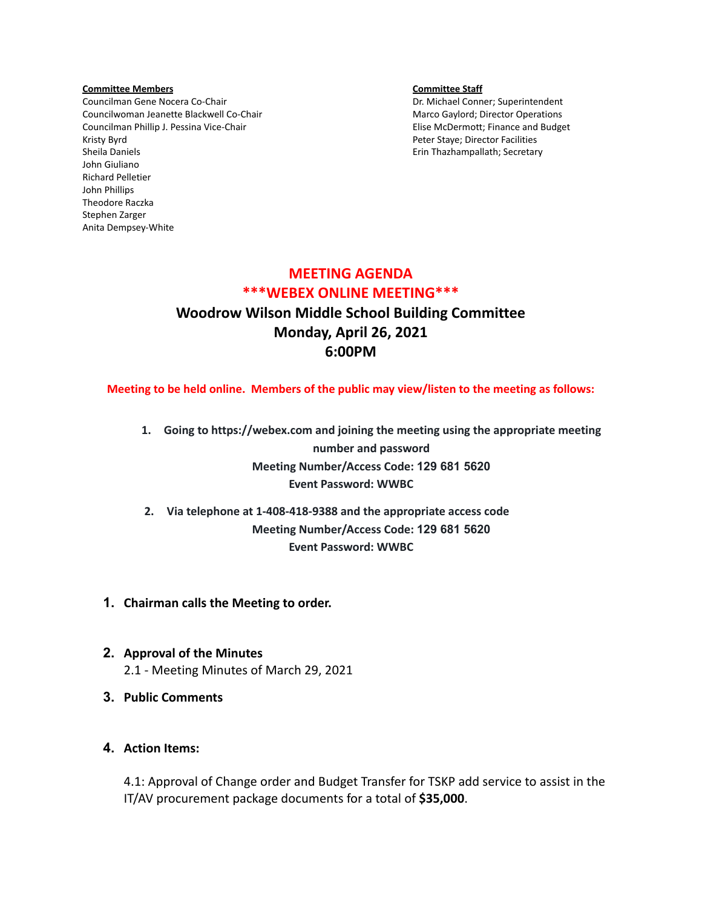**Committee Members**
Councilman Gene Nocera Co-Chair
Councilwoman Jeanette Blackwell Co-Chair
Councilman Phillip J. Pessina Vice-Chair
Kristy Byrd
Sheila Daniels
John Giuliano
Richard Pelletier
John Phillips
Theodore Raczka
Stephen Zarger
Anita Dempsey-White

**Committee Staff**
Dr. Michael Conner; Superintendent
Marco Gaylord; Director Operations
Elise McDermott; Finance and Budget
Peter Staye; Director Facilities
Erin Thazhampallath; Secretary

# MEETING AGENDA
# ***WEBEX ONLINE MEETING***

## Woodrow Wilson Middle School Building Committee
## Monday, April 26, 2021
## 6:00PM

**Meeting to be held online. Members of the public may view/listen to the meeting as follows:**

1. **Going to https://webex.com and joining the meeting using the appropriate meeting number and password**
   **Meeting Number/Access Code: 129 681 5620**
   **Event Password: WWBC**
2. **Via telephone at 1-408-418-9388 and the appropriate access code**
   **Meeting Number/Access Code: 129 681 5620**
   **Event Password: WWBC**

1. **Chairman calls the Meeting to order.**

2. **Approval of the Minutes**
   2.1 - Meeting Minutes of March 29, 2021

3. **Public Comments**

4. **Action Items:**

   4.1: Approval of Change order and Budget Transfer for TSKP add service to assist in the IT/AV procurement package documents for a total of **$35,000**.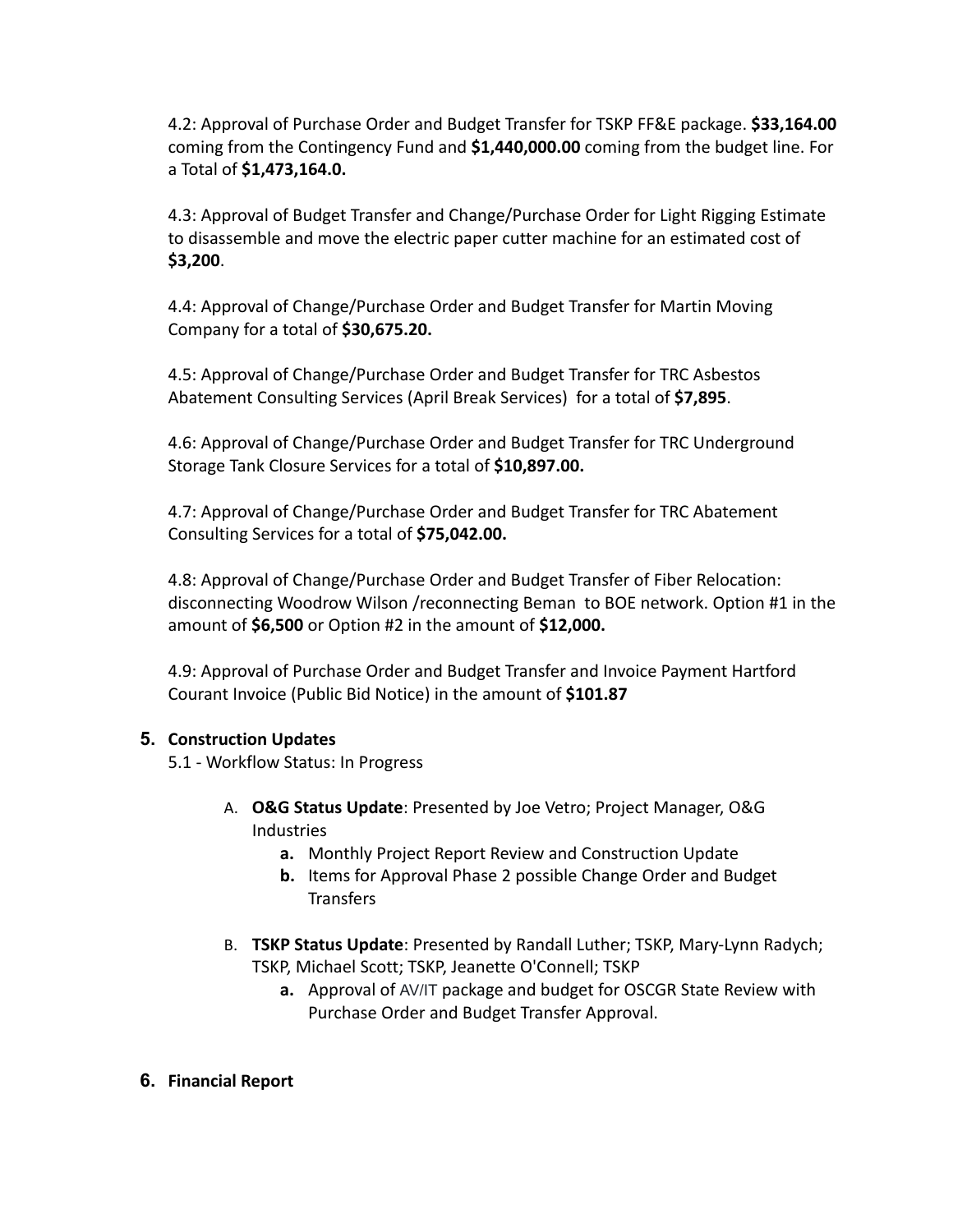4.2: Approval of Purchase Order and Budget Transfer for TSKP FF&E package. **$33,164.00** coming from the Contingency Fund and **$1,440,000.00** coming from the budget line. For a Total of **$1,473,164.0.**

4.3: Approval of Budget Transfer and Change/Purchase Order for Light Rigging Estimate to disassemble and move the electric paper cutter machine for an estimated cost of **$3,200**.

4.4: Approval of Change/Purchase Order and Budget Transfer for Martin Moving Company for a total of **$30,675.20.**

4.5: Approval of Change/Purchase Order and Budget Transfer for TRC Asbestos Abatement Consulting Services (April Break Services) for a total of **$7,895**.

4.6: Approval of Change/Purchase Order and Budget Transfer for TRC Underground Storage Tank Closure Services for a total of **$10,897.00.**

4.7: Approval of Change/Purchase Order and Budget Transfer for TRC Abatement Consulting Services for a total of **$75,042.00.**

4.8: Approval of Change/Purchase Order and Budget Transfer of Fiber Relocation: disconnecting Woodrow Wilson /reconnecting Beman to BOE network. Option #1 in the amount of **$6,500** or Option #2 in the amount of **$12,000.**

4.9: Approval of Purchase Order and Budget Transfer and Invoice Payment Hartford Courant Invoice (Public Bid Notice) in the amount of **$101.87**

5. **Construction Updates**

5.1 - Workflow Status: In Progress

A. **O&G Status Update**: Presented by Joe Vetro; Project Manager, O&G Industries
   - **a.** Monthly Project Report Review and Construction Update
   - **b.** Items for Approval Phase 2 possible Change Order and Budget Transfers

B. **TSKP Status Update**: Presented by Randall Luther; TSKP, Mary-Lynn Radych; TSKP, Michael Scott; TSKP, Jeanette O'Connell; TSKP
   - **a.** Approval of AV/IT package and budget for OSCGR State Review with Purchase Order and Budget Transfer Approval.

6. **Financial Report**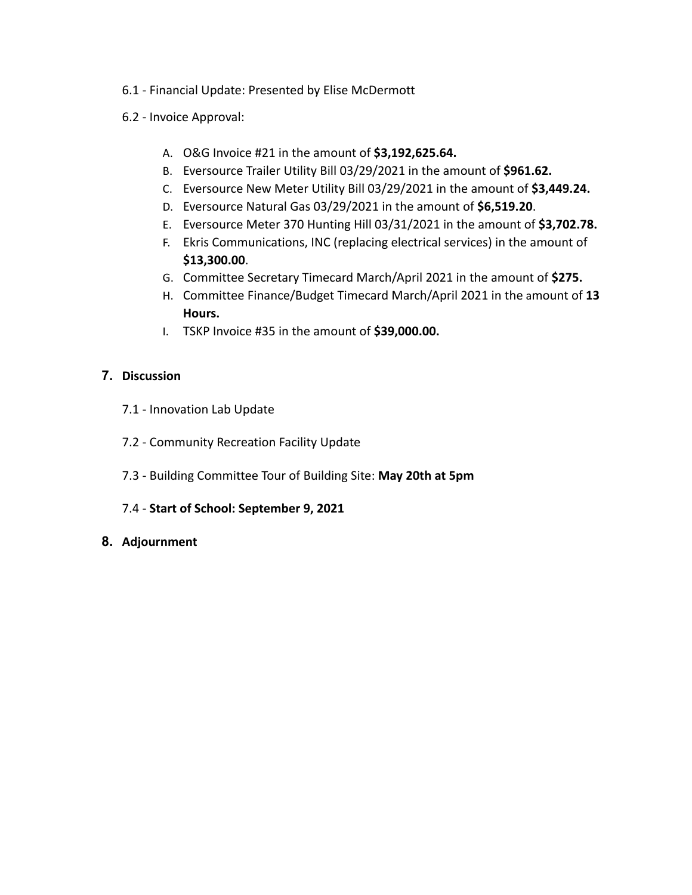6.1 - Financial Update: Presented by Elise McDermott

6.2 - Invoice Approval:

A. O&G Invoice #21 in the amount of **$3,192,625.64.**
B. Eversource Trailer Utility Bill 03/29/2021 in the amount of **$961.62.**
C. Eversource New Meter Utility Bill 03/29/2021 in the amount of **$3,449.24.**
D. Eversource Natural Gas 03/29/2021 in the amount of **$6,519.20**.
E. Eversource Meter 370 Hunting Hill 03/31/2021 in the amount of **$3,702.78.**
F. Ekris Communications, INC (replacing electrical services) in the amount of **$13,300.00**.
G. Committee Secretary Timecard March/April 2021 in the amount of **$275.**
H. Committee Finance/Budget Timecard March/April 2021 in the amount of **13 Hours.**
I. TSKP Invoice #35 in the amount of **$39,000.00.**

## 7. Discussion

7.1 - Innovation Lab Update

7.2 - Community Recreation Facility Update

7.3 - Building Committee Tour of Building Site: **May 20th at 5pm**

7.4 - **Start of School: September 9, 2021**

## 8. Adjournment